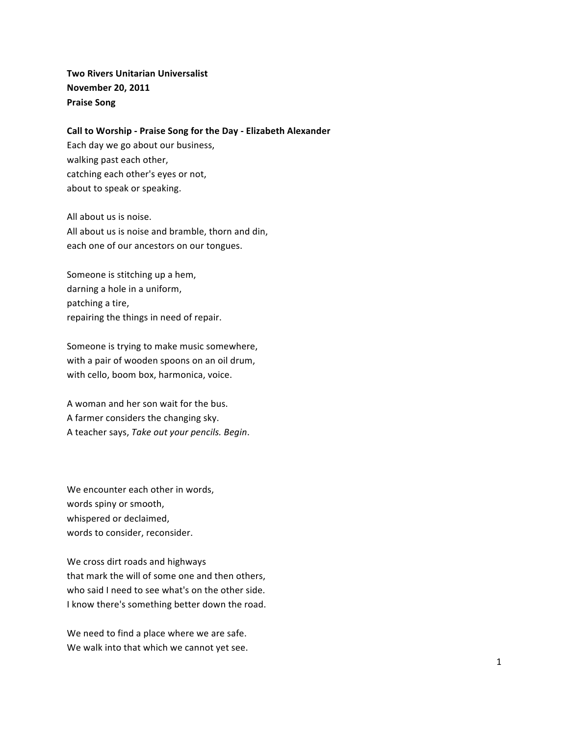**Two Rivers Unitarian Universalist**
**November 20, 2011**
**Praise Song**

**Call to Worship - Praise Song for the Day - Elizabeth Alexander**

Each day we go about our business,
walking past each other,
catching each other's eyes or not,
about to speak or speaking.

All about us is noise.
All about us is noise and bramble, thorn and din,
each one of our ancestors on our tongues.

Someone is stitching up a hem,
darning a hole in a uniform,
patching a tire,
repairing the things in need of repair.

Someone is trying to make music somewhere,
with a pair of wooden spoons on an oil drum,
with cello, boom box, harmonica, voice.

A woman and her son wait for the bus.
A farmer considers the changing sky.
A teacher says, *Take out your pencils. Begin*.

We encounter each other in words,
words spiny or smooth,
whispered or declaimed,
words to consider, reconsider.

We cross dirt roads and highways
that mark the will of some one and then others,
who said I need to see what's on the other side.
I know there's something better down the road.

We need to find a place where we are safe.
We walk into that which we cannot yet see.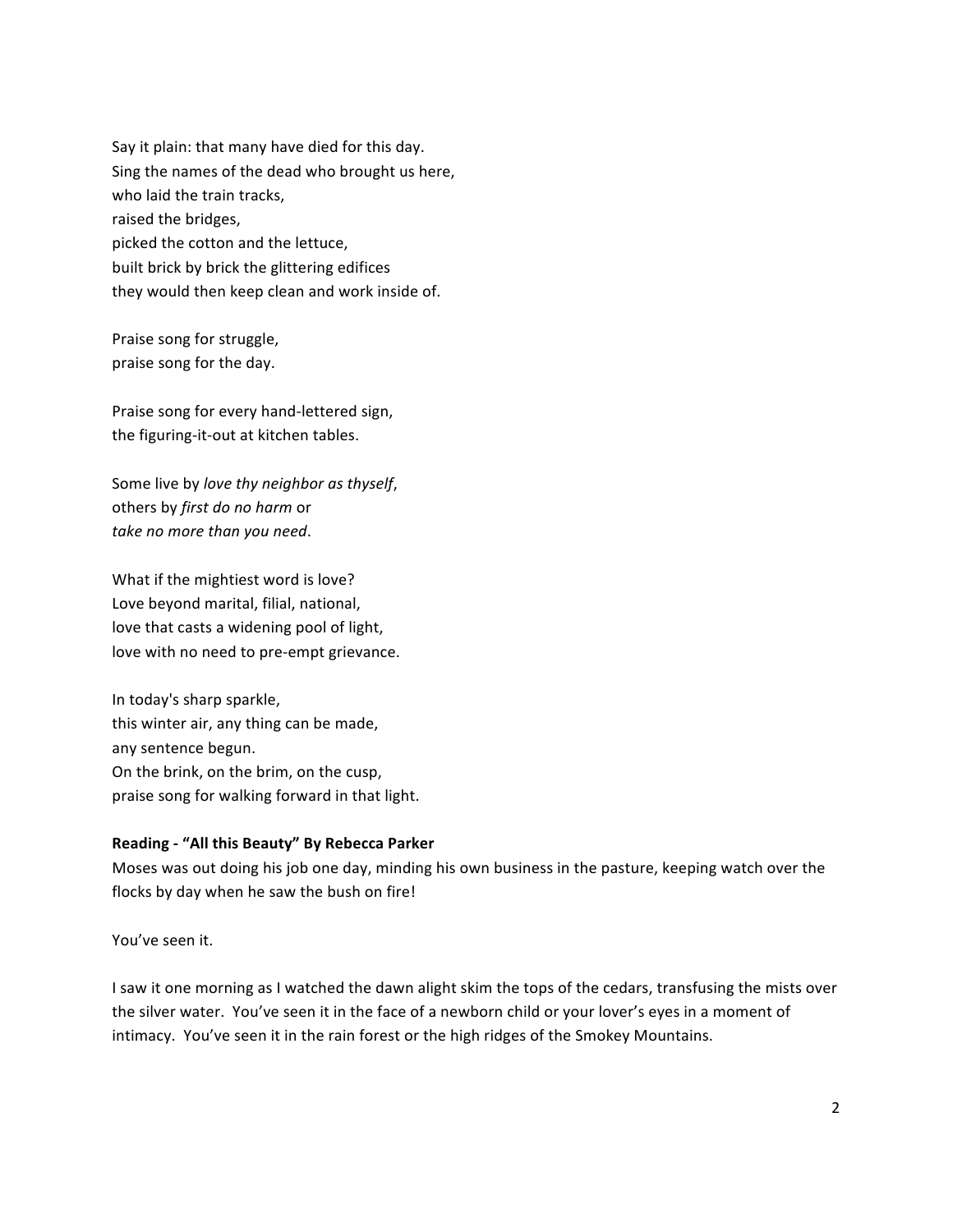Say it plain: that many have died for this day.
Sing the names of the dead who brought us here,
who laid the train tracks,
raised the bridges,
picked the cotton and the lettuce,
built brick by brick the glittering edifices
they would then keep clean and work inside of.

Praise song for struggle,
praise song for the day.

Praise song for every hand-lettered sign,
the figuring-it-out at kitchen tables.

Some live by *love thy neighbor as thyself*,
others by *first do no harm* or
*take no more than you need*.

What if the mightiest word is love?
Love beyond marital, filial, national,
love that casts a widening pool of light,
love with no need to pre-empt grievance.

In today's sharp sparkle,
this winter air, any thing can be made,
any sentence begun.
On the brink, on the brim, on the cusp,
praise song for walking forward in that light.

**Reading - "All this Beauty" By Rebecca Parker**

Moses was out doing his job one day, minding his own business in the pasture, keeping watch over the flocks by day when he saw the bush on fire!

You've seen it.

I saw it one morning as I watched the dawn alight skim the tops of the cedars, transfusing the mists over the silver water. You've seen it in the face of a newborn child or your lover's eyes in a moment of intimacy. You've seen it in the rain forest or the high ridges of the Smokey Mountains.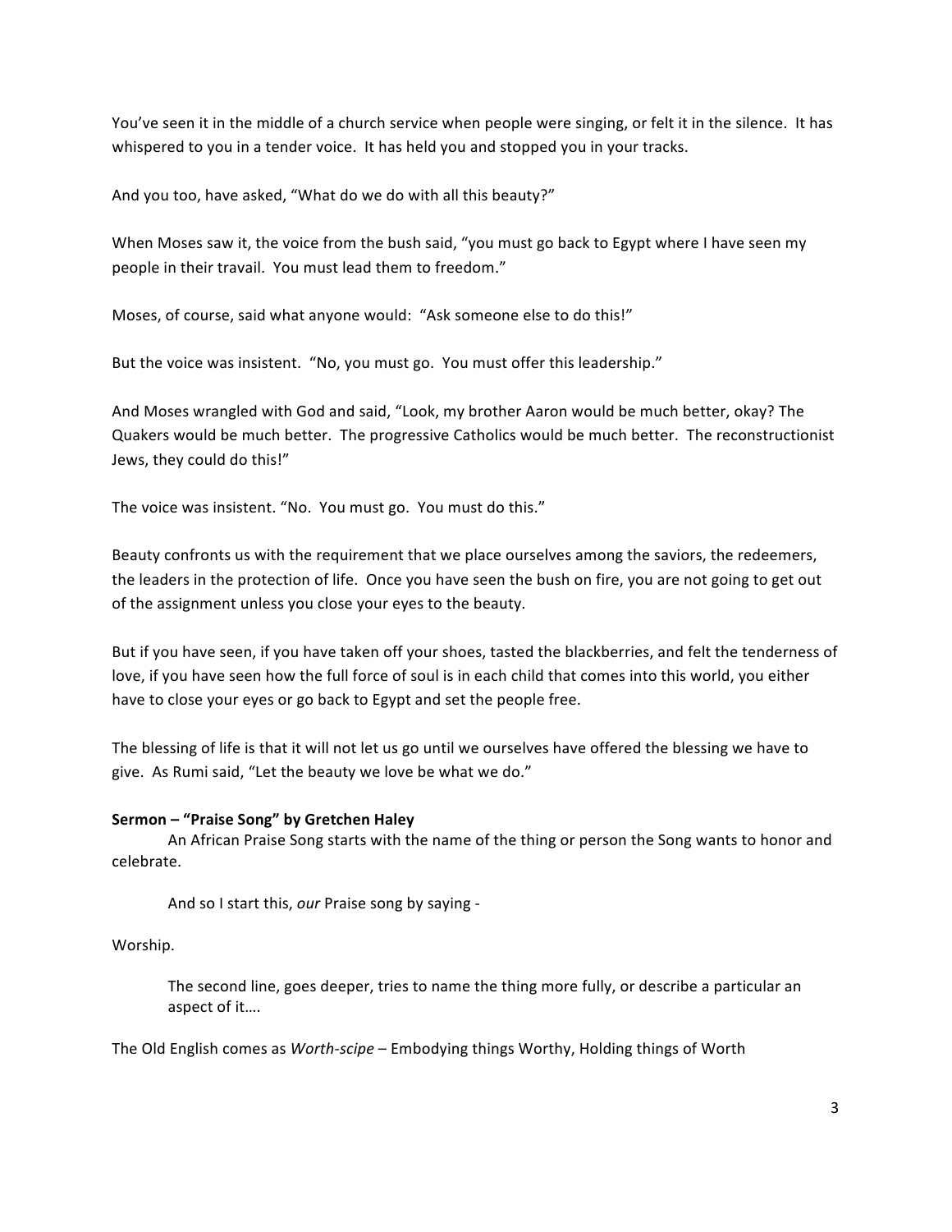You've seen it in the middle of a church service when people were singing, or felt it in the silence. It has whispered to you in a tender voice. It has held you and stopped you in your tracks.

And you too, have asked, "What do we do with all this beauty?"

When Moses saw it, the voice from the bush said, "you must go back to Egypt where I have seen my people in their travail. You must lead them to freedom."

Moses, of course, said what anyone would: "Ask someone else to do this!"

But the voice was insistent. "No, you must go. You must offer this leadership."

And Moses wrangled with God and said, "Look, my brother Aaron would be much better, okay? The Quakers would be much better. The progressive Catholics would be much better. The reconstructionist Jews, they could do this!"

The voice was insistent. "No. You must go. You must do this."

Beauty confronts us with the requirement that we place ourselves among the saviors, the redeemers, the leaders in the protection of life. Once you have seen the bush on fire, you are not going to get out of the assignment unless you close your eyes to the beauty.

But if you have seen, if you have taken off your shoes, tasted the blackberries, and felt the tenderness of love, if you have seen how the full force of soul is in each child that comes into this world, you either have to close your eyes or go back to Egypt and set the people free.

The blessing of life is that it will not let us go until we ourselves have offered the blessing we have to give. As Rumi said, "Let the beauty we love be what we do."

**Sermon – "Praise Song" by Gretchen Haley**

An African Praise Song starts with the name of the thing or person the Song wants to honor and celebrate.

And so I start this, *our* Praise song by saying -

Worship.

> The second line, goes deeper, tries to name the thing more fully, or describe a particular an aspect of it….

The Old English comes as *Worth-scipe* – Embodying things Worthy, Holding things of Worth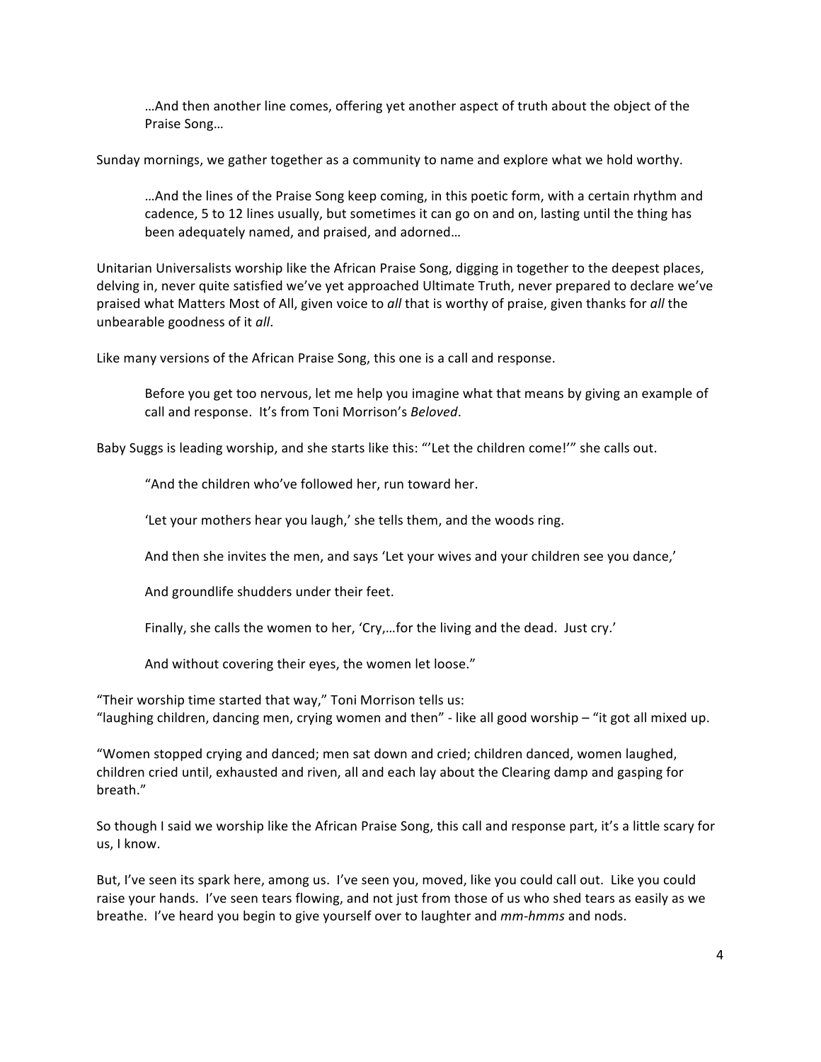…And then another line comes, offering yet another aspect of truth about the object of the Praise Song…

Sunday mornings, we gather together as a community to name and explore what we hold worthy.

…And the lines of the Praise Song keep coming, in this poetic form, with a certain rhythm and cadence, 5 to 12 lines usually, but sometimes it can go on and on, lasting until the thing has been adequately named, and praised, and adorned…

Unitarian Universalists worship like the African Praise Song, digging in together to the deepest places, delving in, never quite satisfied we've yet approached Ultimate Truth, never prepared to declare we've praised what Matters Most of All, given voice to *all* that is worthy of praise, given thanks for *all* the unbearable goodness of it *all*.

Like many versions of the African Praise Song, this one is a call and response.

Before you get too nervous, let me help you imagine what that means by giving an example of call and response. It's from Toni Morrison's *Beloved*.

Baby Suggs is leading worship, and she starts like this: "'Let the children come!'" she calls out.

"And the children who've followed her, run toward her.

'Let your mothers hear you laugh,' she tells them, and the woods ring.

And then she invites the men, and says 'Let your wives and your children see you dance,'

And groundlife shudders under their feet.

Finally, she calls the women to her, 'Cry,…for the living and the dead. Just cry.'

And without covering their eyes, the women let loose."

"Their worship time started that way," Toni Morrison tells us:
"laughing children, dancing men, crying women and then" - like all good worship – "it got all mixed up.

"Women stopped crying and danced; men sat down and cried; children danced, women laughed, children cried until, exhausted and riven, all and each lay about the Clearing damp and gasping for breath."

So though I said we worship like the African Praise Song, this call and response part, it's a little scary for us, I know.

But, I've seen its spark here, among us. I've seen you, moved, like you could call out. Like you could raise your hands. I've seen tears flowing, and not just from those of us who shed tears as easily as we breathe. I've heard you begin to give yourself over to laughter and *mm-hmms* and nods.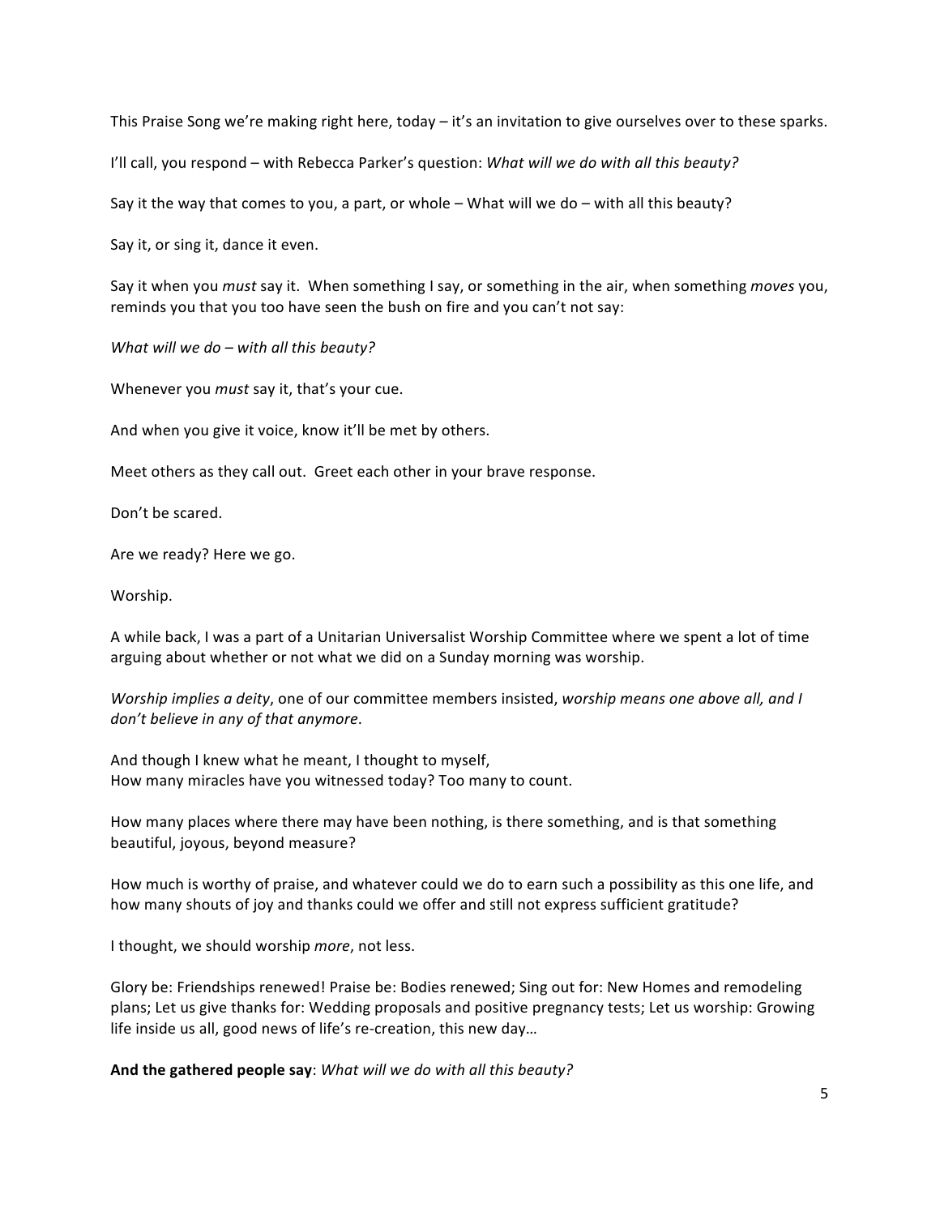This Praise Song we're making right here, today – it's an invitation to give ourselves over to these sparks.

I'll call, you respond – with Rebecca Parker's question: *What will we do with all this beauty?*

Say it the way that comes to you, a part, or whole – What will we do – with all this beauty?

Say it, or sing it, dance it even.

Say it when you *must* say it. When something I say, or something in the air, when something *moves* you, reminds you that you too have seen the bush on fire and you can't not say:

*What will we do – with all this beauty?*

Whenever you *must* say it, that's your cue.

And when you give it voice, know it'll be met by others.

Meet others as they call out. Greet each other in your brave response.

Don't be scared.

Are we ready? Here we go.

Worship.

A while back, I was a part of a Unitarian Universalist Worship Committee where we spent a lot of time arguing about whether or not what we did on a Sunday morning was worship.

*Worship implies a deity*, one of our committee members insisted, *worship means one above all, and I don't believe in any of that anymore*.

And though I knew what he meant, I thought to myself,
How many miracles have you witnessed today? Too many to count.

How many places where there may have been nothing, is there something, and is that something beautiful, joyous, beyond measure?

How much is worthy of praise, and whatever could we do to earn such a possibility as this one life, and how many shouts of joy and thanks could we offer and still not express sufficient gratitude?

I thought, we should worship *more*, not less.

Glory be: Friendships renewed! Praise be: Bodies renewed; Sing out for: New Homes and remodeling plans; Let us give thanks for: Wedding proposals and positive pregnancy tests; Let us worship: Growing life inside us all, good news of life's re-creation, this new day…

**And the gathered people say**: *What will we do with all this beauty?*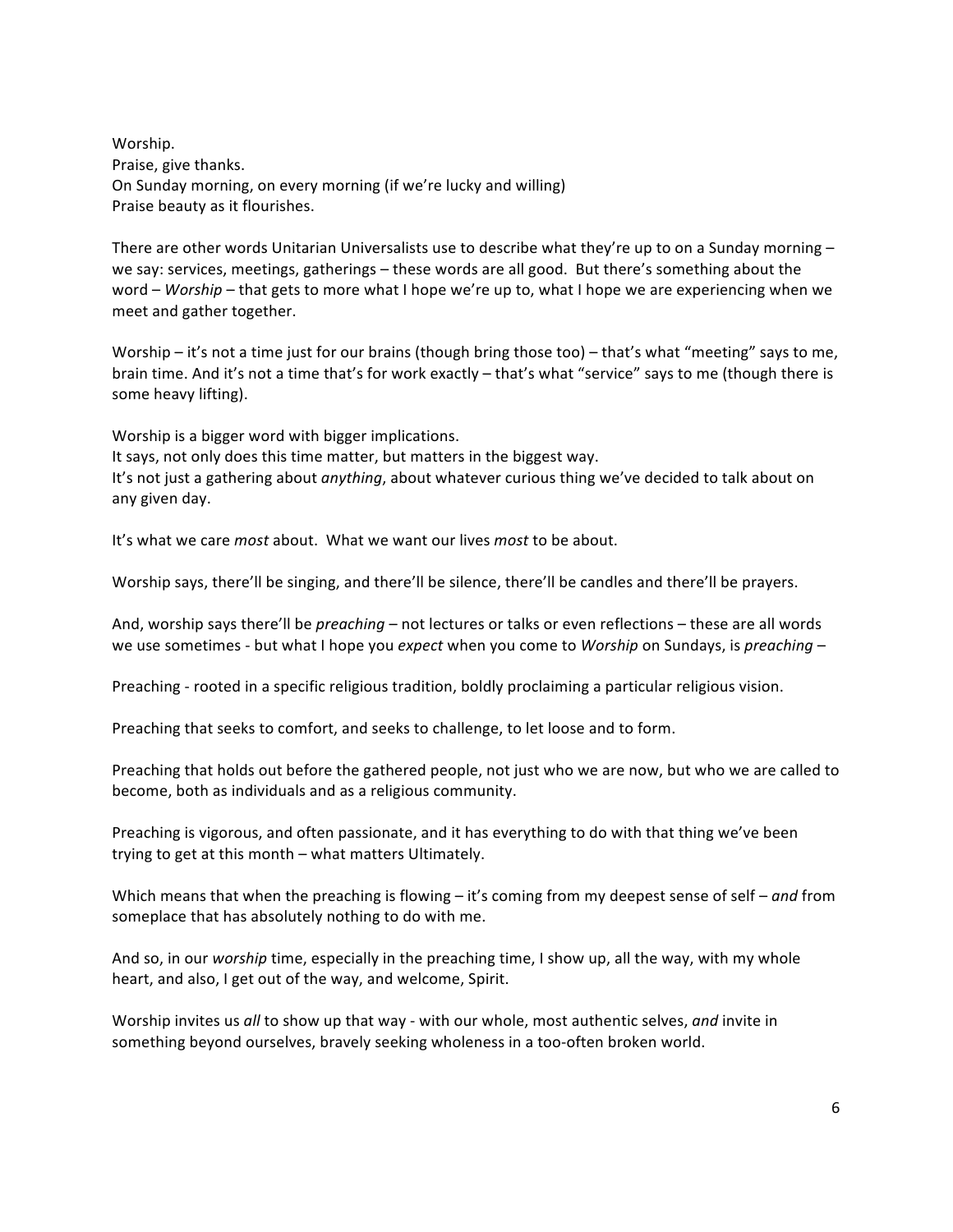Worship.  
Praise, give thanks.  
On Sunday morning, on every morning (if we're lucky and willing)  
Praise beauty as it flourishes.

There are other words Unitarian Universalists use to describe what they're up to on a Sunday morning – we say: services, meetings, gatherings – these words are all good. But there's something about the word – *Worship* – that gets to more what I hope we're up to, what I hope we are experiencing when we meet and gather together.

Worship – it's not a time just for our brains (though bring those too) – that's what "meeting" says to me, brain time. And it's not a time that's for work exactly – that's what "service" says to me (though there is some heavy lifting).

Worship is a bigger word with bigger implications.  
It says, not only does this time matter, but matters in the biggest way.  
It's not just a gathering about *anything*, about whatever curious thing we've decided to talk about on any given day.

It's what we care *most* about. What we want our lives *most* to be about.

Worship says, there'll be singing, and there'll be silence, there'll be candles and there'll be prayers.

And, worship says there'll be *preaching* – not lectures or talks or even reflections – these are all words we use sometimes - but what I hope you *expect* when you come to *Worship* on Sundays, is *preaching* –

Preaching - rooted in a specific religious tradition, boldly proclaiming a particular religious vision.

Preaching that seeks to comfort, and seeks to challenge, to let loose and to form.

Preaching that holds out before the gathered people, not just who we are now, but who we are called to become, both as individuals and as a religious community.

Preaching is vigorous, and often passionate, and it has everything to do with that thing we've been trying to get at this month – what matters Ultimately.

Which means that when the preaching is flowing – it's coming from my deepest sense of self – *and* from someplace that has absolutely nothing to do with me.

And so, in our *worship* time, especially in the preaching time, I show up, all the way, with my whole heart, and also, I get out of the way, and welcome, Spirit.

Worship invites us *all* to show up that way - with our whole, most authentic selves, *and* invite in something beyond ourselves, bravely seeking wholeness in a too-often broken world.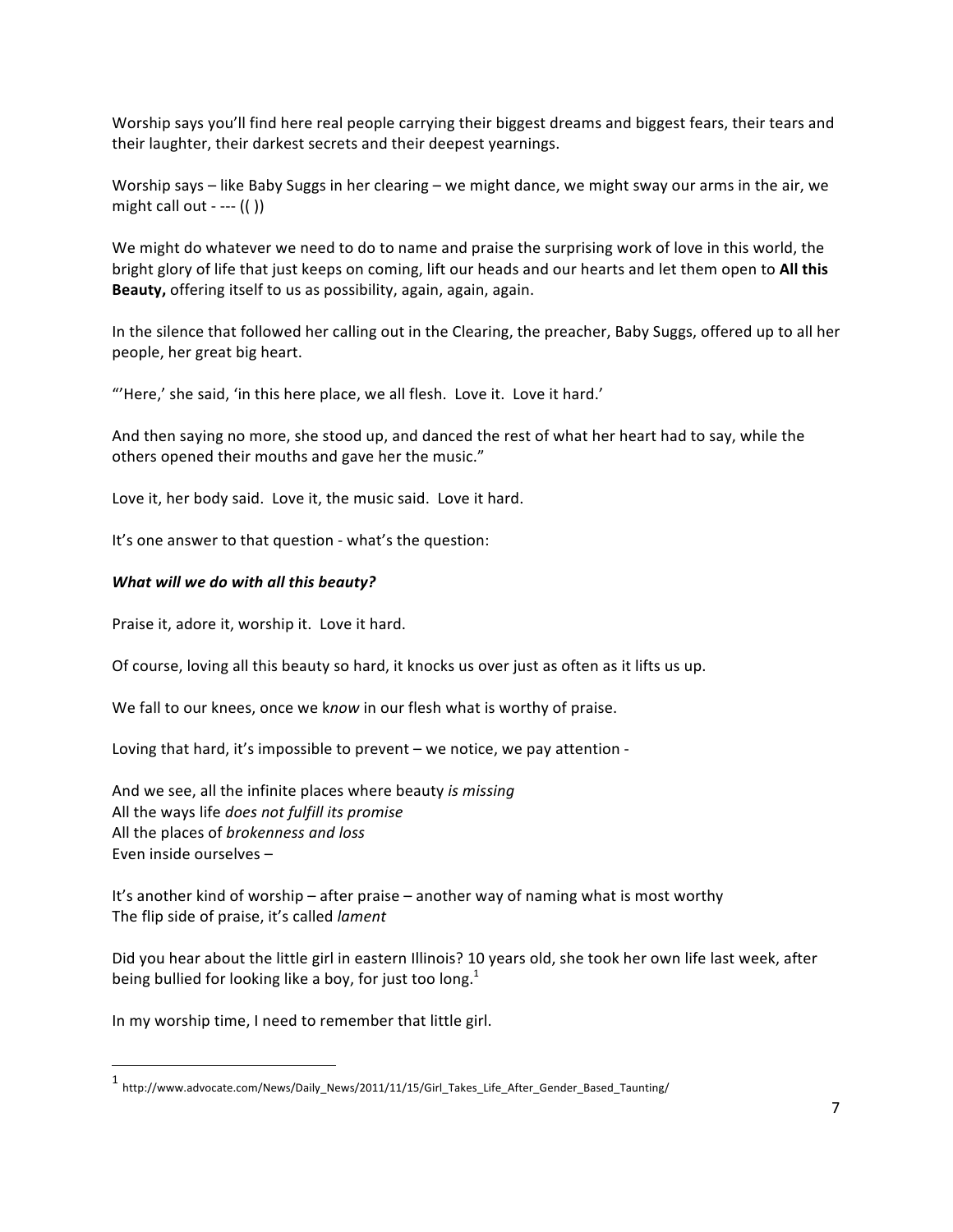Worship says you'll find here real people carrying their biggest dreams and biggest fears, their tears and their laughter, their darkest secrets and their deepest yearnings.

Worship says – like Baby Suggs in her clearing – we might dance, we might sway our arms in the air, we might call out - --- (( ))

We might do whatever we need to do to name and praise the surprising work of love in this world, the bright glory of life that just keeps on coming, lift our heads and our hearts and let them open to **All this Beauty,** offering itself to us as possibility, again, again, again.

In the silence that followed her calling out in the Clearing, the preacher, Baby Suggs, offered up to all her people, her great big heart.

"'Here,' she said, 'in this here place, we all flesh. Love it. Love it hard.'

And then saying no more, she stood up, and danced the rest of what her heart had to say, while the others opened their mouths and gave her the music."

Love it, her body said. Love it, the music said. Love it hard.

It's one answer to that question - what's the question:

***What will we do with all this beauty?***

Praise it, adore it, worship it. Love it hard.

Of course, loving all this beauty so hard, it knocks us over just as often as it lifts us up.

We fall to our knees, once we k*now* in our flesh what is worthy of praise.

Loving that hard, it's impossible to prevent – we notice, we pay attention -

And we see, all the infinite places where beauty *is missing*
All the ways life *does not fulfill its promise*
All the places of *brokenness and loss*
Even inside ourselves –

It's another kind of worship – after praise – another way of naming what is most worthy
The flip side of praise, it's called *lament*

Did you hear about the little girl in eastern Illinois? 10 years old, she took her own life last week, after being bullied for looking like a boy, for just too long.[1]

In my worship time, I need to remember that little girl.

---

[1] http://www.advocate.com/News/Daily_News/2011/11/15/Girl_Takes_Life_After_Gender_Based_Taunting/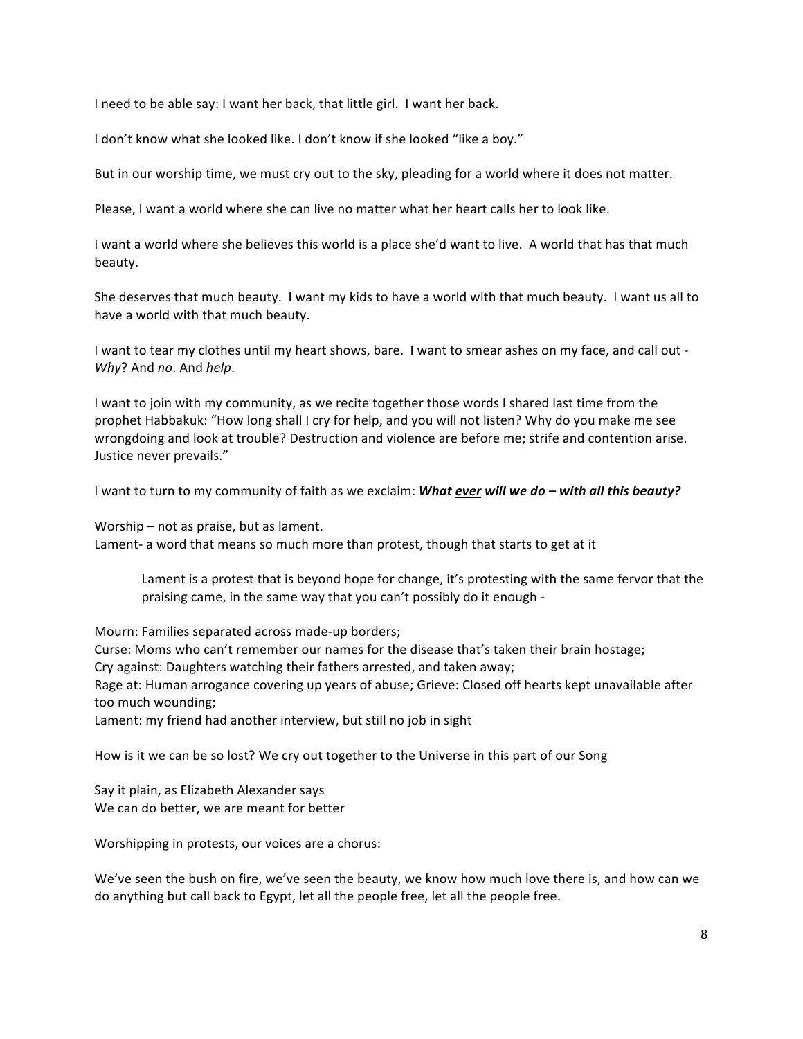I need to be able say: I want her back, that little girl. I want her back.

I don't know what she looked like. I don't know if she looked "like a boy."

But in our worship time, we must cry out to the sky, pleading for a world where it does not matter.

Please, I want a world where she can live no matter what her heart calls her to look like.

I want a world where she believes this world is a place she'd want to live. A world that has that much beauty.

She deserves that much beauty. I want my kids to have a world with that much beauty. I want us all to have a world with that much beauty.

I want to tear my clothes until my heart shows, bare. I want to smear ashes on my face, and call out - *Why*? And *no*. And *help*.

I want to join with my community, as we recite together those words I shared last time from the prophet Habbakuk: "How long shall I cry for help, and you will not listen? Why do you make me see wrongdoing and look at trouble? Destruction and violence are before me; strife and contention arise. Justice never prevails."

I want to turn to my community of faith as we exclaim: ***What <u>ever</u> will we do – with all this beauty?***

Worship – not as praise, but as lament.
Lament- a word that means so much more than protest, though that starts to get at it

> Lament is a protest that is beyond hope for change, it's protesting with the same fervor that the praising came, in the same way that you can't possibly do it enough -

Mourn: Families separated across made-up borders;
Curse: Moms who can't remember our names for the disease that's taken their brain hostage;
Cry against: Daughters watching their fathers arrested, and taken away;
Rage at: Human arrogance covering up years of abuse; Grieve: Closed off hearts kept unavailable after too much wounding;
Lament: my friend had another interview, but still no job in sight

How is it we can be so lost? We cry out together to the Universe in this part of our Song

Say it plain, as Elizabeth Alexander says
We can do better, we are meant for better

Worshipping in protests, our voices are a chorus:

We've seen the bush on fire, we've seen the beauty, we know how much love there is, and how can we do anything but call back to Egypt, let all the people free, let all the people free.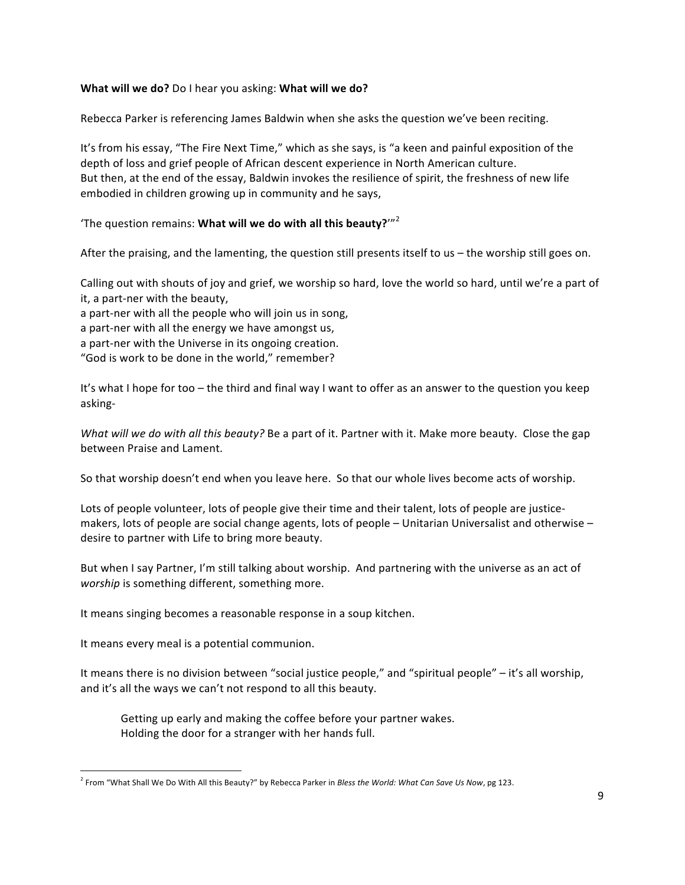**What will we do?** Do I hear you asking: **What will we do?**

Rebecca Parker is referencing James Baldwin when she asks the question we've been reciting.

It's from his essay, "The Fire Next Time," which as she says, is "a keen and painful exposition of the depth of loss and grief people of African descent experience in North American culture.
But then, at the end of the essay, Baldwin invokes the resilience of spirit, the freshness of new life embodied in children growing up in community and he says,

'The question remains: **What will we do with all this beauty?**'"[2]

After the praising, and the lamenting, the question still presents itself to us – the worship still goes on.

Calling out with shouts of joy and grief, we worship so hard, love the world so hard, until we're a part of it, a part-ner with the beauty,
a part-ner with all the people who will join us in song,
a part-ner with all the energy we have amongst us,
a part-ner with the Universe in its ongoing creation.
"God is work to be done in the world," remember?

It's what I hope for too – the third and final way I want to offer as an answer to the question you keep asking-

*What will we do with all this beauty?* Be a part of it. Partner with it. Make more beauty. Close the gap between Praise and Lament.

So that worship doesn't end when you leave here. So that our whole lives become acts of worship.

Lots of people volunteer, lots of people give their time and their talent, lots of people are justice-makers, lots of people are social change agents, lots of people – Unitarian Universalist and otherwise – desire to partner with Life to bring more beauty.

But when I say Partner, I'm still talking about worship. And partnering with the universe as an act of *worship* is something different, something more.

It means singing becomes a reasonable response in a soup kitchen.

It means every meal is a potential communion.

It means there is no division between "social justice people," and "spiritual people" – it's all worship, and it's all the ways we can't not respond to all this beauty.

> Getting up early and making the coffee before your partner wakes.
> Holding the door for a stranger with her hands full.

---

[2] From "What Shall We Do With All this Beauty?" by Rebecca Parker in *Bless the World: What Can Save Us Now*, pg 123.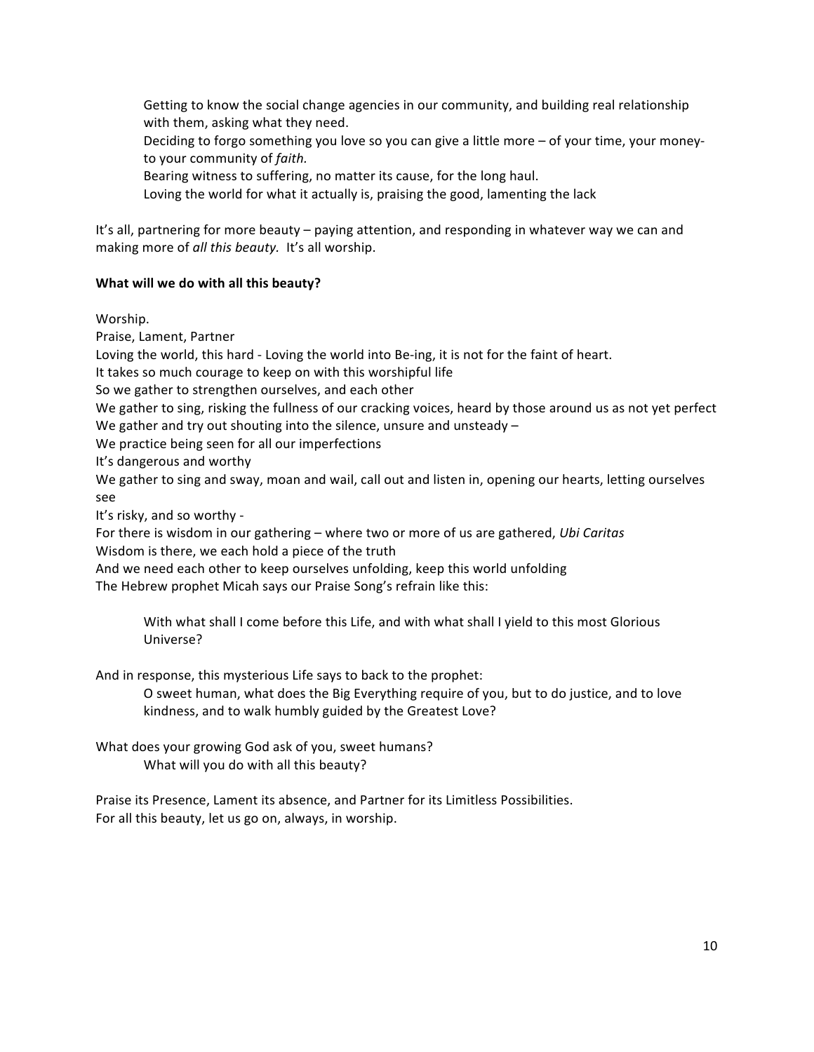Getting to know the social change agencies in our community, and building real relationship with them, asking what they need.
Deciding to forgo something you love so you can give a little more – of your time, your money- to your community of *faith.*
Bearing witness to suffering, no matter its cause, for the long haul.
Loving the world for what it actually is, praising the good, lamenting the lack

It's all, partnering for more beauty – paying attention, and responding in whatever way we can and making more of *all this beauty.* It's all worship.

**What will we do with all this beauty?**

Worship.
Praise, Lament, Partner
Loving the world, this hard - Loving the world into Be-ing, it is not for the faint of heart.
It takes so much courage to keep on with this worshipful life
So we gather to strengthen ourselves, and each other
We gather to sing, risking the fullness of our cracking voices, heard by those around us as not yet perfect
We gather and try out shouting into the silence, unsure and unsteady –
We practice being seen for all our imperfections
It's dangerous and worthy
We gather to sing and sway, moan and wail, call out and listen in, opening our hearts, letting ourselves see
It's risky, and so worthy -
For there is wisdom in our gathering – where two or more of us are gathered, *Ubi Caritas*
Wisdom is there, we each hold a piece of the truth
And we need each other to keep ourselves unfolding, keep this world unfolding
The Hebrew prophet Micah says our Praise Song's refrain like this:

> With what shall I come before this Life, and with what shall I yield to this most Glorious Universe?

And in response, this mysterious Life says to back to the prophet:

> O sweet human, what does the Big Everything require of you, but to do justice, and to love kindness, and to walk humbly guided by the Greatest Love?

What does your growing God ask of you, sweet humans?

> What will you do with all this beauty?

Praise its Presence, Lament its absence, and Partner for its Limitless Possibilities.
For all this beauty, let us go on, always, in worship.